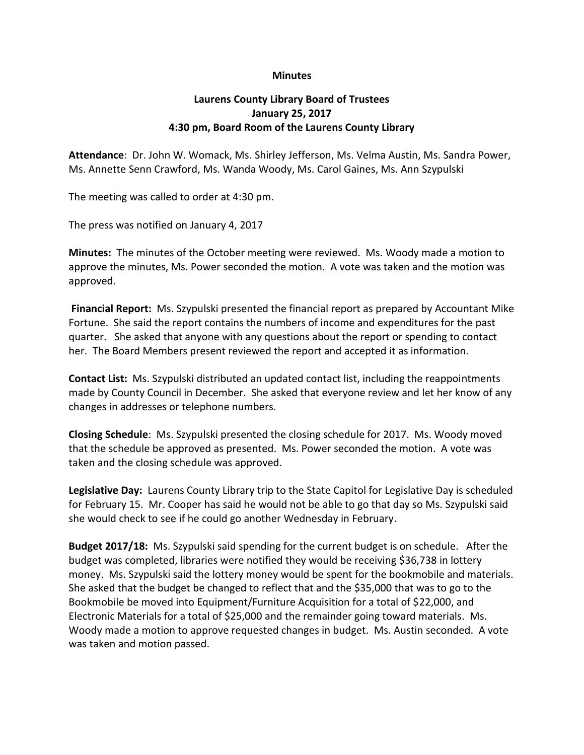# Minutes

## Laurens County Library Board of Trustees
## January 25, 2017
## 4:30 pm, Board Room of the Laurens County Library

**Attendance**: Dr. John W. Womack, Ms. Shirley Jefferson, Ms. Velma Austin, Ms. Sandra Power, Ms. Annette Senn Crawford, Ms. Wanda Woody, Ms. Carol Gaines, Ms. Ann Szypulski

The meeting was called to order at 4:30 pm.

The press was notified on January 4, 2017

**Minutes:** The minutes of the October meeting were reviewed. Ms. Woody made a motion to approve the minutes, Ms. Power seconded the motion. A vote was taken and the motion was approved.

**Financial Report:** Ms. Szypulski presented the financial report as prepared by Accountant Mike Fortune. She said the report contains the numbers of income and expenditures for the past quarter. She asked that anyone with any questions about the report or spending to contact her. The Board Members present reviewed the report and accepted it as information.

**Contact List:** Ms. Szypulski distributed an updated contact list, including the reappointments made by County Council in December. She asked that everyone review and let her know of any changes in addresses or telephone numbers.

**Closing Schedule**: Ms. Szypulski presented the closing schedule for 2017. Ms. Woody moved that the schedule be approved as presented. Ms. Power seconded the motion. A vote was taken and the closing schedule was approved.

**Legislative Day:** Laurens County Library trip to the State Capitol for Legislative Day is scheduled for February 15. Mr. Cooper has said he would not be able to go that day so Ms. Szypulski said she would check to see if he could go another Wednesday in February.

**Budget 2017/18:** Ms. Szypulski said spending for the current budget is on schedule. After the budget was completed, libraries were notified they would be receiving $36,738 in lottery money. Ms. Szypulski said the lottery money would be spent for the bookmobile and materials. She asked that the budget be changed to reflect that and the $35,000 that was to go to the Bookmobile be moved into Equipment/Furniture Acquisition for a total of $22,000, and Electronic Materials for a total of $25,000 and the remainder going toward materials. Ms. Woody made a motion to approve requested changes in budget. Ms. Austin seconded. A vote was taken and motion passed.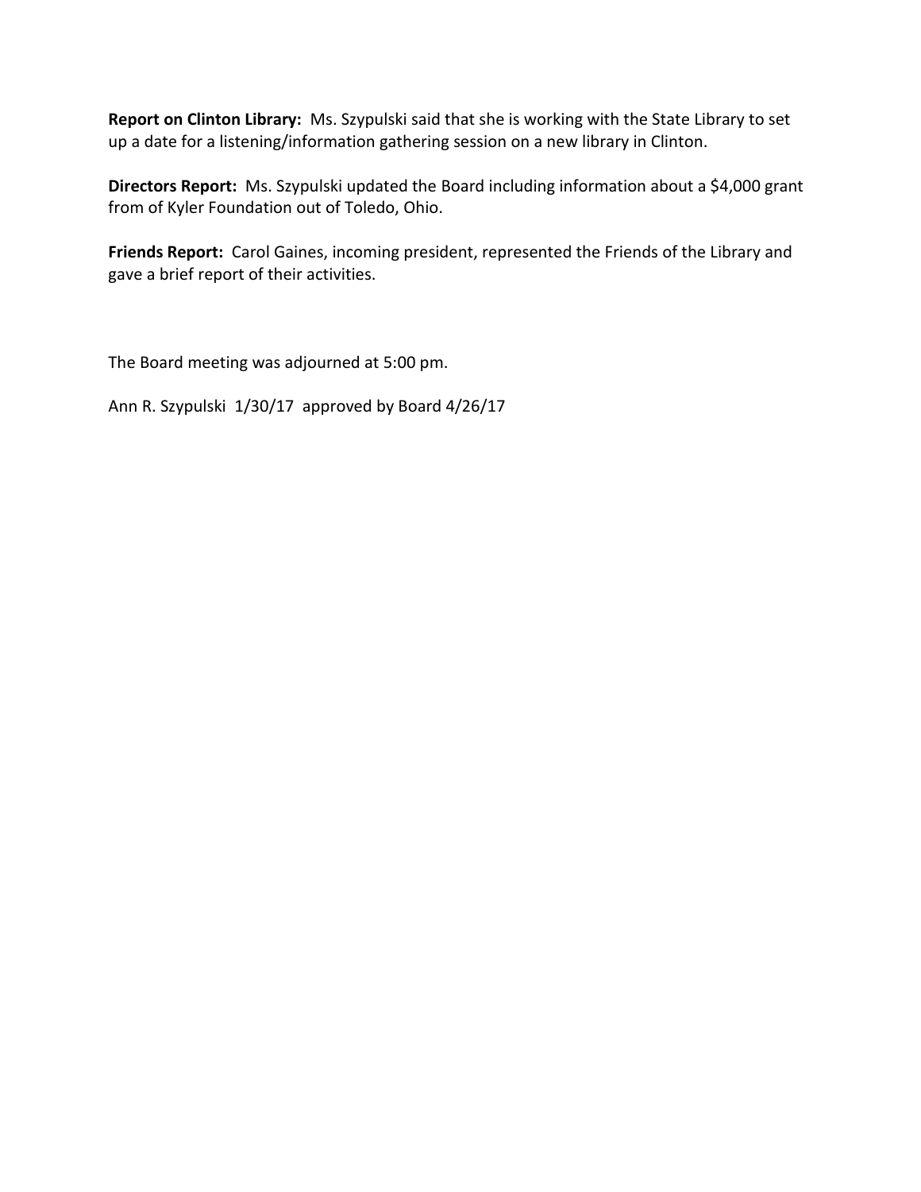**Report on Clinton Library:** Ms. Szypulski said that she is working with the State Library to set up a date for a listening/information gathering session on a new library in Clinton.

**Directors Report:** Ms. Szypulski updated the Board including information about a $4,000 grant from of Kyler Foundation out of Toledo, Ohio.

**Friends Report:** Carol Gaines, incoming president, represented the Friends of the Library and gave a brief report of their activities.

The Board meeting was adjourned at 5:00 pm.

Ann R. Szypulski 1/30/17 approved by Board 4/26/17